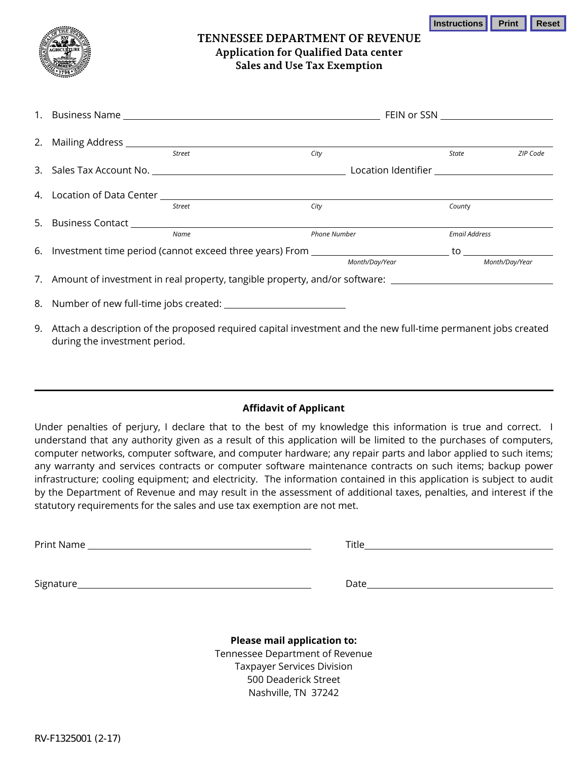# TENNESSEE DEPARTMENT OF REVENUE

## Application for Qualified Data center Sales and Use Tax Exemption

1. Business Name ______________________________ FEIN or SSN ______________

2. Mailing Address ____________________________________________________
   *Street* *City* *State* *ZIP Code*

3. Sales Tax Account No. ______________________ Location Identifier ______________

4. Location of Data Center ____________________________________________
   *Street* *City* *County*

5. Business Contact ___________________________________________________
   *Name* *Phone Number* *Email Address*

6. Investment time period (cannot exceed three years) From ______________ to ______________
   *Month/Day/Year* *Month/Day/Year*

7. Amount of investment in real property, tangible property, and/or software: ______________

8. Number of new full-time jobs created: ______________

9. Attach a description of the proposed required capital investment and the new full-time permanent jobs created during the investment period.

---

**Affidavit of Applicant**

Under penalties of perjury, I declare that to the best of my knowledge this information is true and correct. I understand that any authority given as a result of this application will be limited to the purchases of computers, computer networks, computer software, and computer hardware; any repair parts and labor applied to such items; any warranty and services contracts or computer software maintenance contracts on such items; backup power infrastructure; cooling equipment; and electricity. The information contained in this application is subject to audit by the Department of Revenue and may result in the assessment of additional taxes, penalties, and interest if the statutory requirements for the sales and use tax exemption are not met.

Print Name ______________________________ Title ______________________________

Signature ______________________________ Date ______________________________

**Please mail application to:**
Tennessee Department of Revenue
Taxpayer Services Division
500 Deaderick Street
Nashville, TN 37242

RV-F1325001 (2-17)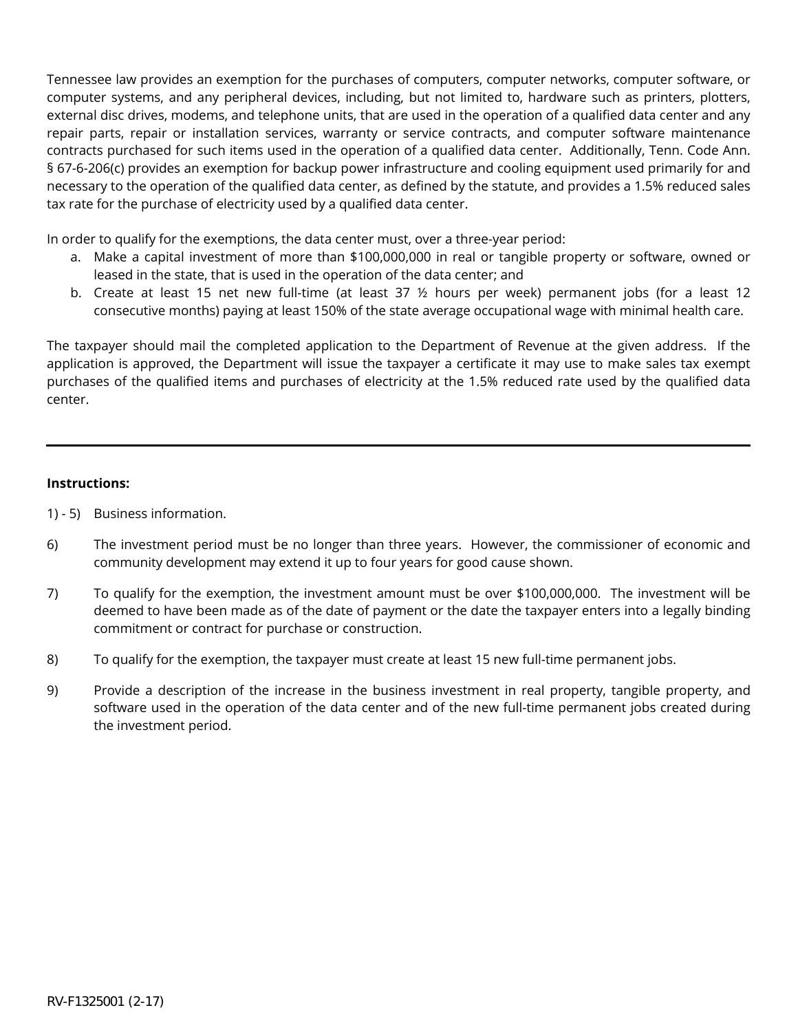Tennessee law provides an exemption for the purchases of computers, computer networks, computer software, or computer systems, and any peripheral devices, including, but not limited to, hardware such as printers, plotters, external disc drives, modems, and telephone units, that are used in the operation of a qualified data center and any repair parts, repair or installation services, warranty or service contracts, and computer software maintenance contracts purchased for such items used in the operation of a qualified data center. Additionally, Tenn. Code Ann. § 67-6-206(c) provides an exemption for backup power infrastructure and cooling equipment used primarily for and necessary to the operation of the qualified data center, as defined by the statute, and provides a 1.5% reduced sales tax rate for the purchase of electricity used by a qualified data center.

In order to qualify for the exemptions, the data center must, over a three-year period:

a. Make a capital investment of more than $100,000,000 in real or tangible property or software, owned or leased in the state, that is used in the operation of the data center; and
b. Create at least 15 net new full-time (at least 37 ½ hours per week) permanent jobs (for a least 12 consecutive months) paying at least 150% of the state average occupational wage with minimal health care.

The taxpayer should mail the completed application to the Department of Revenue at the given address. If the application is approved, the Department will issue the taxpayer a certificate it may use to make sales tax exempt purchases of the qualified items and purchases of electricity at the 1.5% reduced rate used by the qualified data center.

---

**Instructions:**

1) - 5) Business information.

6) The investment period must be no longer than three years. However, the commissioner of economic and community development may extend it up to four years for good cause shown.

7) To qualify for the exemption, the investment amount must be over $100,000,000. The investment will be deemed to have been made as of the date of payment or the date the taxpayer enters into a legally binding commitment or contract for purchase or construction.

8) To qualify for the exemption, the taxpayer must create at least 15 new full-time permanent jobs.

9) Provide a description of the increase in the business investment in real property, tangible property, and software used in the operation of the data center and of the new full-time permanent jobs created during the investment period.

RV-F1325001 (2-17)